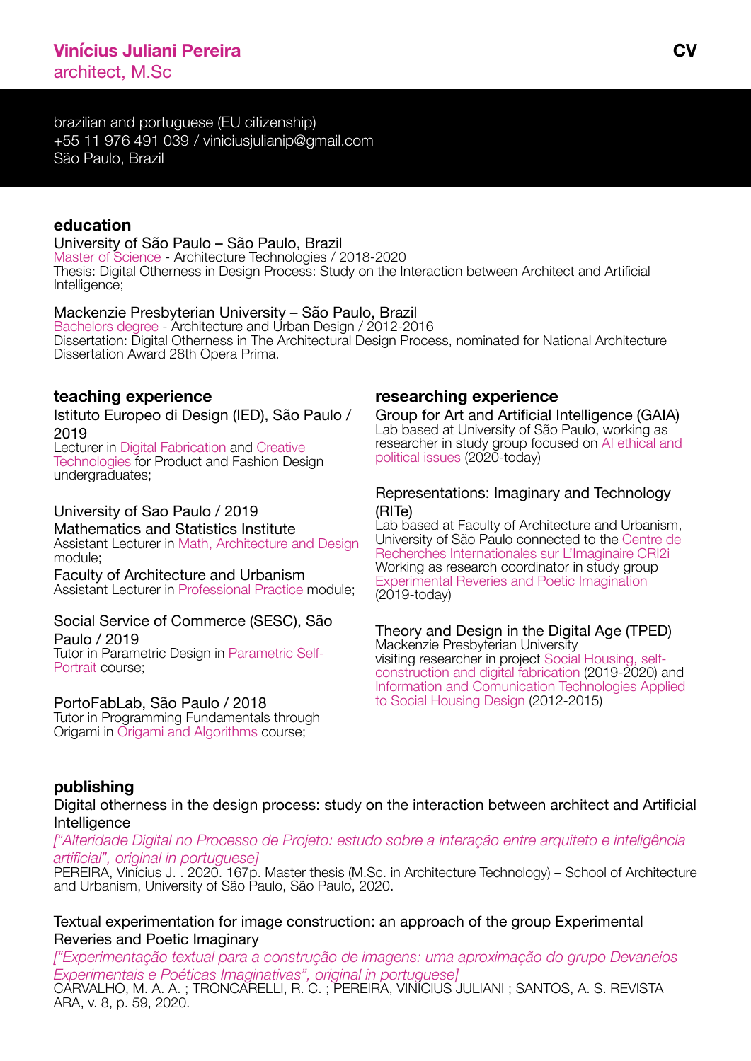# Vinícius Juliani Pereira

architect, M.Sc

CV

brazilian and portuguese (EU citizenship)
+55 11 976 491 039 / viniciusjulianip@gmail.com
São Paulo, Brazil

## education

University of São Paulo – São Paulo, Brazil
Master of Science - Architecture Technologies / 2018-2020
Thesis: Digital Otherness in Design Process: Study on the Interaction between Architect and Artificial Intelligence;

Mackenzie Presbyterian University – São Paulo, Brazil
Bachelors degree - Architecture and Urban Design / 2012-2016
Dissertation: Digital Otherness in The Architectural Design Process, nominated for National Architecture Dissertation Award 28th Opera Prima.

## teaching experience

Istituto Europeo di Design (IED), São Paulo / 2019
Lecturer in Digital Fabrication and Creative Technologies for Product and Fashion Design undergraduates;

University of Sao Paulo / 2019
Mathematics and Statistics Institute
Assistant Lecturer in Math, Architecture and Design module;
Faculty of Architecture and Urbanism
Assistant Lecturer in Professional Practice module;

Social Service of Commerce (SESC), São Paulo / 2019
Tutor in Parametric Design in Parametric Self-Portrait course;

PortoFabLab, São Paulo / 2018
Tutor in Programming Fundamentals through Origami in Origami and Algorithms course;

## researching experience

Group for Art and Artificial Intelligence (GAIA)
Lab based at University of São Paulo, working as researcher in study group focused on AI ethical and political issues (2020-today)

Representations: Imaginary and Technology (RITe)
Lab based at Faculty of Architecture and Urbanism, University of São Paulo connected to the Centre de Recherches Internationales sur L'Imaginaire CRI2i
Working as research coordinator in study group Experimental Reveries and Poetic Imagination (2019-today)

Theory and Design in the Digital Age (TPED)
Mackenzie Presbyterian University
visiting researcher in project Social Housing, self-construction and digital fabrication (2019-2020) and Information and Comunication Technologies Applied to Social Housing Design (2012-2015)

## publishing

Digital otherness in the design process: study on the interaction between architect and Artificial Intelligence
*["Alteridade Digital no Processo de Projeto: estudo sobre a interação entre arquiteto e inteligência artificial", original in portuguese]*
PEREIRA, Vinícius J. . 2020. 167p. Master thesis (M.Sc. in Architecture Technology) – School of Architecture and Urbanism, University of São Paulo, São Paulo, 2020.

Textual experimentation for image construction: an approach of the group Experimental Reveries and Poetic Imaginary
*["Experimentação textual para a construção de imagens: uma aproximação do grupo Devaneios Experimentais e Poéticas Imaginativas", original in portuguese]*
CARVALHO, M. A. A. ; TRONCARELLI, R. C. ; PEREIRA, VINÍCIUS JULIANI ; SANTOS, A. S. REVISTA ARA, v. 8, p. 59, 2020.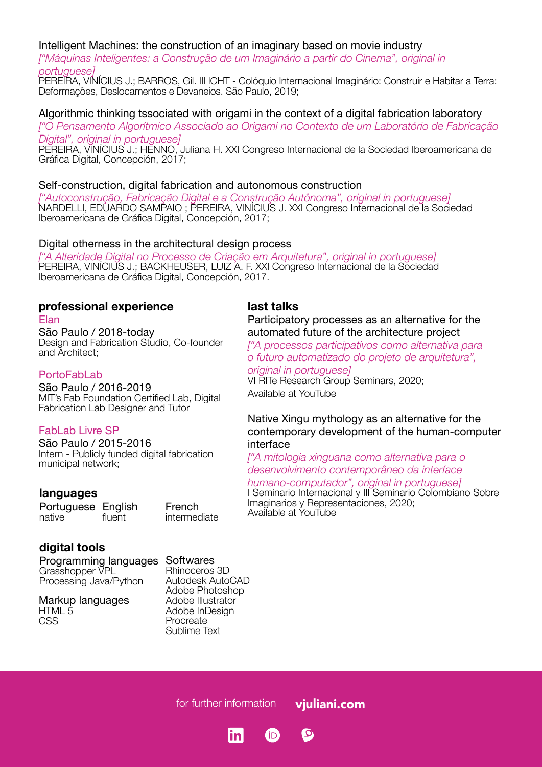Intelligent Machines: the construction of an imaginary based on movie industry

*["Máquinas Inteligentes: a Construção de um Imaginário a partir do Cinema", original in portuguese]*

PEREIRA, VINÍCIUS J.; BARROS, Gil. III ICHT - Colóquio Internacional Imaginário: Construir e Habitar a Terra: Deformações, Deslocamentos e Devaneios. São Paulo, 2019;

Algorithmic thinking tssociated with origami in the context of a digital fabrication laboratory

*["O Pensamento Algorítmico Associado ao Origami no Contexto de um Laboratório de Fabricação Digital", original in portuguese]*

PEREIRA, VINÍCIUS J.; HENNO, Juliana H. XXI Congreso Internacional de la Sociedad Iberoamericana de Gráfica Digital, Concepción, 2017;

Self-construction, digital fabrication and autonomous construction

*["Autoconstrução, Fabricação Digital e a Construção Autônoma", original in portuguese]*

NARDELLI, EDUARDO SAMPAIO ; PEREIRA, VINÍCIUS J. XXI Congreso Internacional de la Sociedad Iberoamericana de Gráfica Digital, Concepción, 2017;

Digital otherness in the architectural design process

*["A Alteridade Digital no Processo de Criação em Arquitetura", original in portuguese]*

PEREIRA, VINÍCIUS J.; BACKHEUSER, LUIZ A. F. XXI Congreso Internacional de la Sociedad Iberoamericana de Gráfica Digital, Concepción, 2017.

## professional experience

Elan

São Paulo / 2018-today
Design and Fabrication Studio, Co-founder and Architect;

PortoFabLab

São Paulo / 2016-2019
MIT's Fab Foundation Certified Lab, Digital Fabrication Lab Designer and Tutor

FabLab Livre SP

São Paulo / 2015-2016
Intern - Publicly funded digital fabrication municipal network;

## languages

| Portuguese | English | French |
| --- | --- | --- |
| native | fluent | intermediate |

## digital tools

Programming languages
Grasshopper VPL
Processing Java/Python

Markup languages
HTML 5
CSS

Softwares
Rhinoceros 3D
Autodesk AutoCAD
Adobe Photoshop
Adobe Illustrator
Adobe InDesign
Procreate
Sublime Text

## last talks

Participatory processes as an alternative for the automated future of the architecture project

*["A processos participativos como alternativa para o futuro automatizado do projeto de arquitetura", original in portuguese]*

VI RITe Research Group Seminars, 2020;
Available at YouTube

Native Xingu mythology as an alternative for the contemporary development of the human-computer interface

*["A mitologia xinguana como alternativa para o desenvolvimento contemporâneo da interface humano-computador", original in portuguese]*

I Seminario Internacional y III Seminario Colombiano Sobre Imaginarios y Representaciones, 2020;
Available at YouTube

for further information **vjuliani.com**